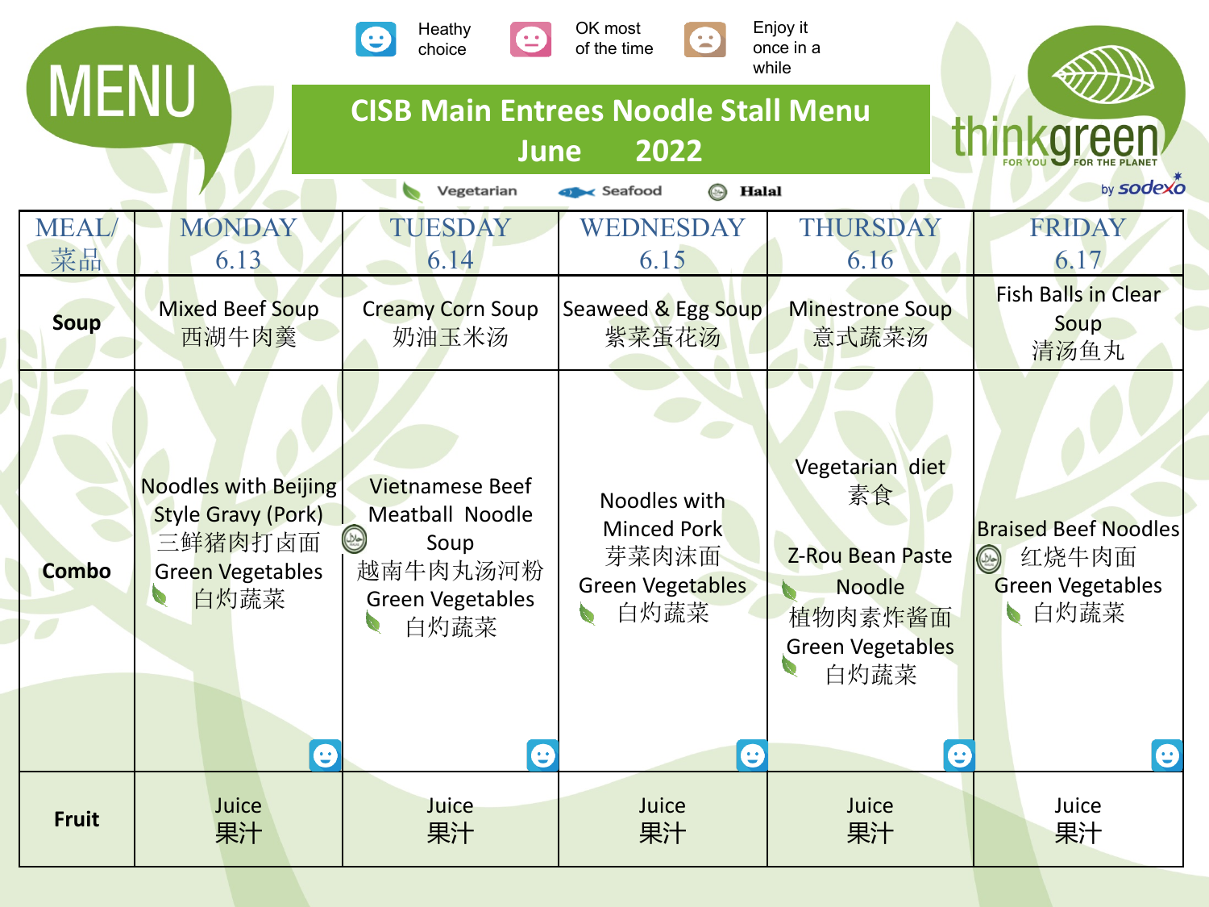MENU

Heathy choice | OK most of the time | Enjoy it once in a while

# CISB Main Entrees Noodle Stall Menu
## June 2022

Vegetarian | Seafood | Halal

thinkgreen FOR YOU FOR THE PLANET by sodexo

| MEAL/菜品 | MONDAY 6.13 | TUESDAY 6.14 | WEDNESDAY 6.15 | THURSDAY 6.16 | FRIDAY 6.17 |
|---|---|---|---|---|---|
| **Soup** | Mixed Beef Soup 西湖牛肉羹 | Creamy Corn Soup 奶油玉米汤 | Seaweed & Egg Soup 紫菜蛋花汤 | Minestrone Soup 意式蔬菜汤 | Fish Balls in Clear Soup 清汤鱼丸 |
| **Combo** | Noodles with Beijing Style Gravy (Pork) 三鲜猪肉打卤面 Green Vegetables 白灼蔬菜 | Vietnamese Beef Meatball Noodle Soup 越南牛肉丸汤河粉 Green Vegetables 白灼蔬菜 | Noodles with Minced Pork 芽菜肉沫面 Green Vegetables 白灼蔬菜 | Vegetarian diet 素食 Z-Rou Bean Paste Noodle 植物肉素炸酱面 Green Vegetables 白灼蔬菜 | Braised Beef Noodles 红烧牛肉面 Green Vegetables 白灼蔬菜 |
| **Fruit** | Juice 果汁 | Juice 果汁 | Juice 果汁 | Juice 果汁 | Juice 果汁 |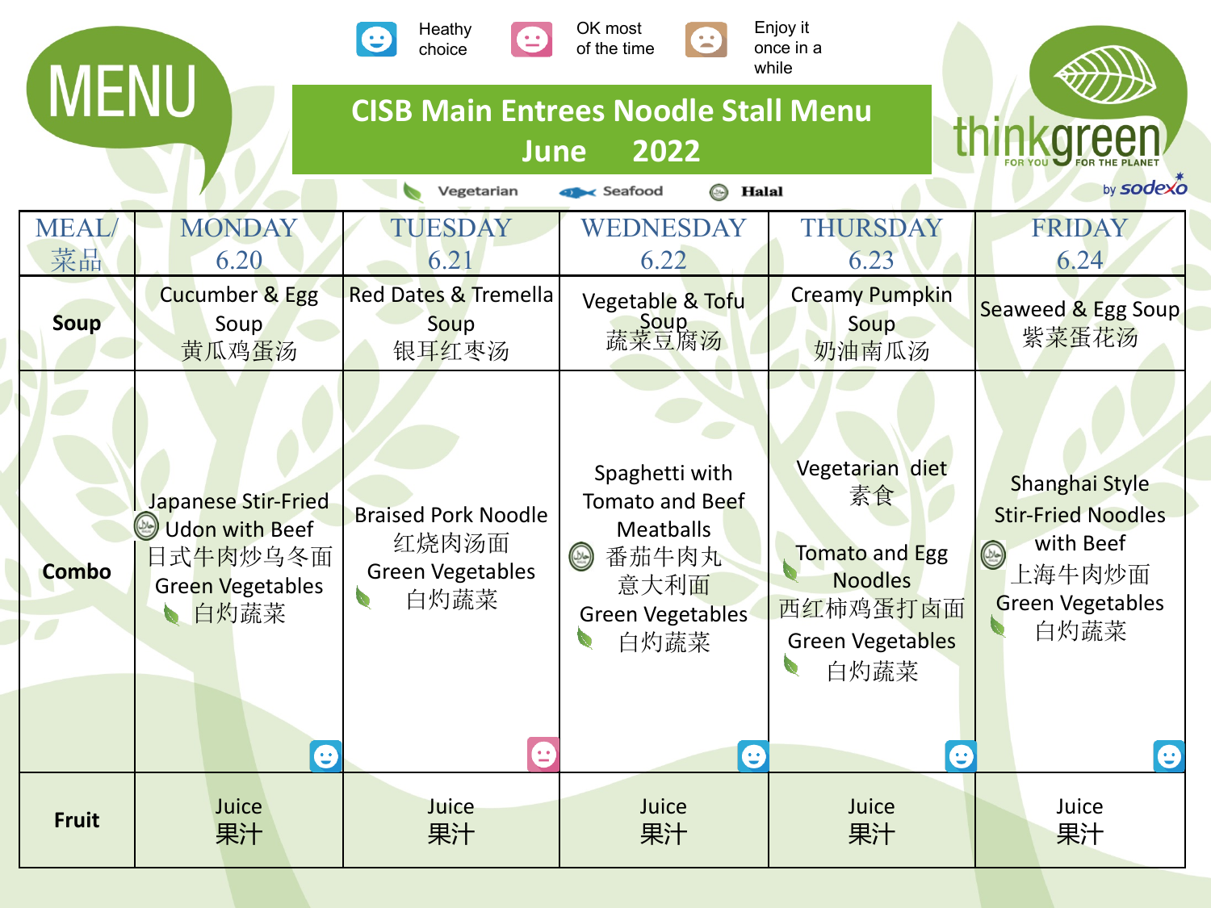MENU

Heathy choice | OK most of the time | Enjoy it once in a while

# CISB Main Entrees Noodle Stall Menu

## June 2022

Vegetarian | Seafood | Halal

thinkgreen FOR YOU FOR THE PLANET by sodexo

| MEAL/ 菜品 | MONDAY 6.20 | TUESDAY 6.21 | WEDNESDAY 6.22 | THURSDAY 6.23 | FRIDAY 6.24 |
|---|---|---|---|---|---|
| **Soup** | Cucumber & Egg Soup 黄瓜鸡蛋汤 | Red Dates & Tremella Soup 银耳红枣汤 | Vegetable & Tofu Soup 蔬菜豆腐汤 | Creamy Pumpkin Soup 奶油南瓜汤 | Seaweed & Egg Soup 紫菜蛋花汤 |
| **Combo** | Japanese Stir-Fried Udon with Beef 日式牛肉炒乌冬面 Green Vegetables 白灼蔬菜 | Braised Pork Noodle 红烧肉汤面 Green Vegetables 白灼蔬菜 | Spaghetti with Tomato and Beef Meatballs 番茄牛肉丸意大利面 Green Vegetables 白灼蔬菜 | Vegetarian diet 素食 Tomato and Egg Noodles 西红柿鸡蛋打卤面 Green Vegetables 白灼蔬菜 | Shanghai Style Stir-Fried Noodles with Beef 上海牛肉炒面 Green Vegetables 白灼蔬菜 |
| **Fruit** | Juice 果汁 | Juice 果汁 | Juice 果汁 | Juice 果汁 | Juice 果汁 |